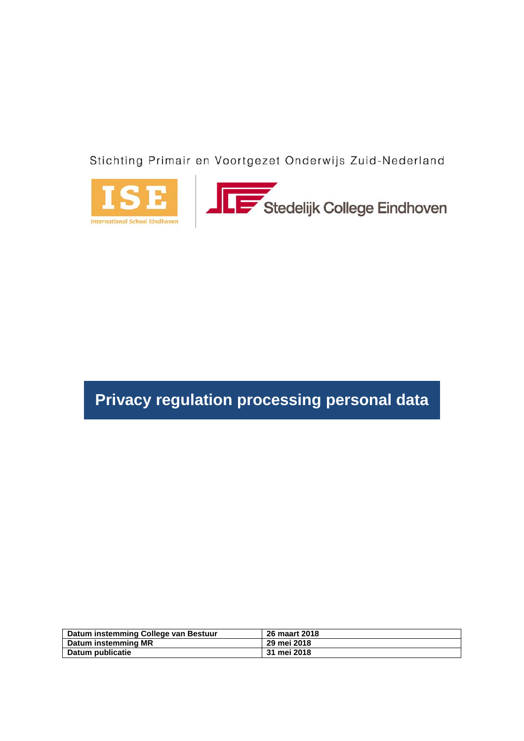Stichting Primair en Voortgezet Onderwijs Zuid-Nederland

ISE
International School Eindhoven

Stedelijk College Eindhoven

# Privacy regulation processing personal data

| Datum instemming College van Bestuur | 26 maart 2018 |
|---|---|
| Datum instemming MR | 29 mei 2018 |
| Datum publicatie | 31 mei 2018 |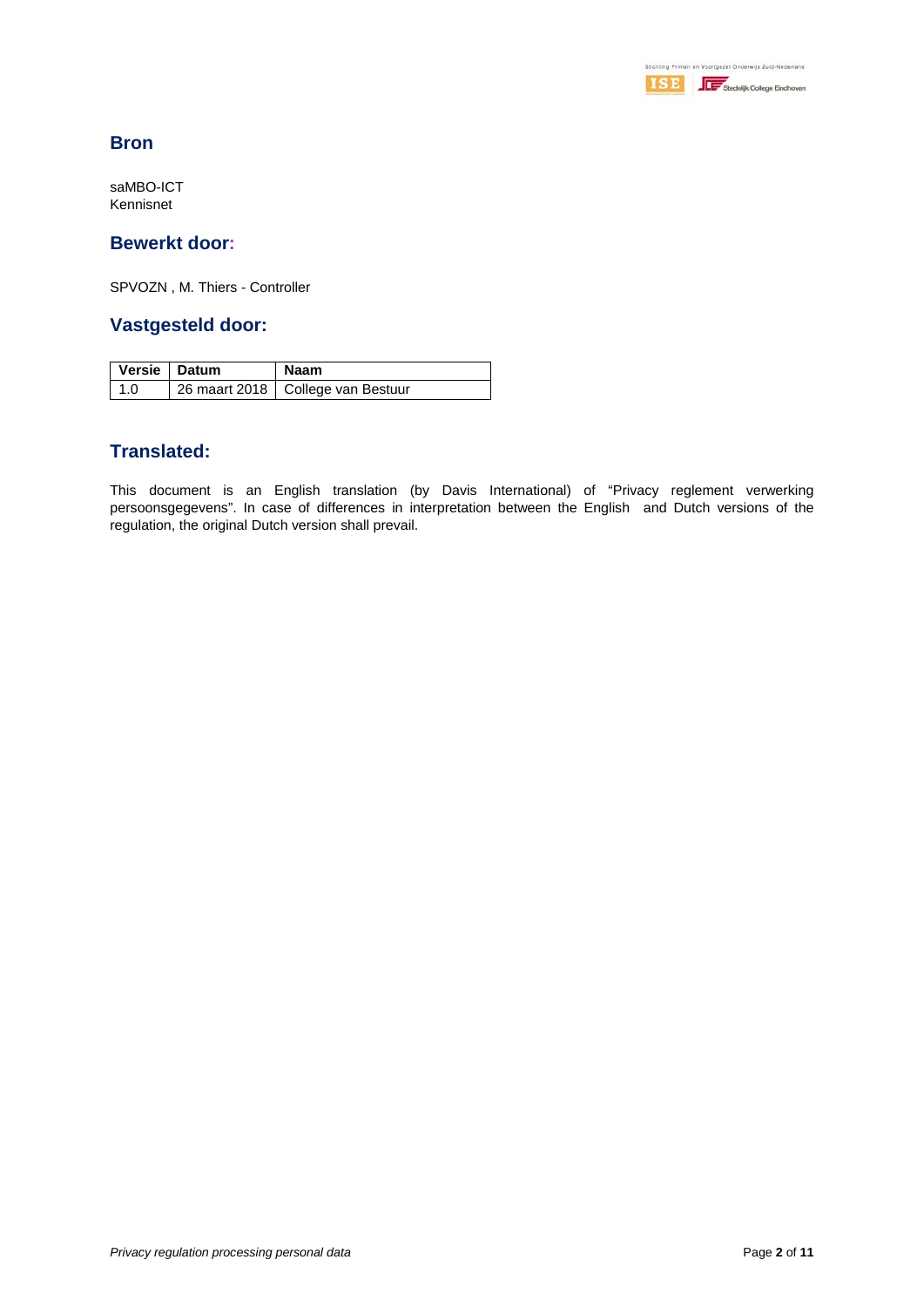## Bron

saMBO-ICT
Kennisnet

## Bewerkt door:

SPVOZN , M. Thiers - Controller

## Vastgesteld door:

| Versie | Datum | Naam |
|---|---|---|
| 1.0 | 26 maart 2018 | College van Bestuur |

## Translated:

This document is an English translation (by Davis International) of “Privacy reglement verwerking persoonsgegevens”. In case of differences in interpretation between the English and Dutch versions of the regulation, the original Dutch version shall prevail.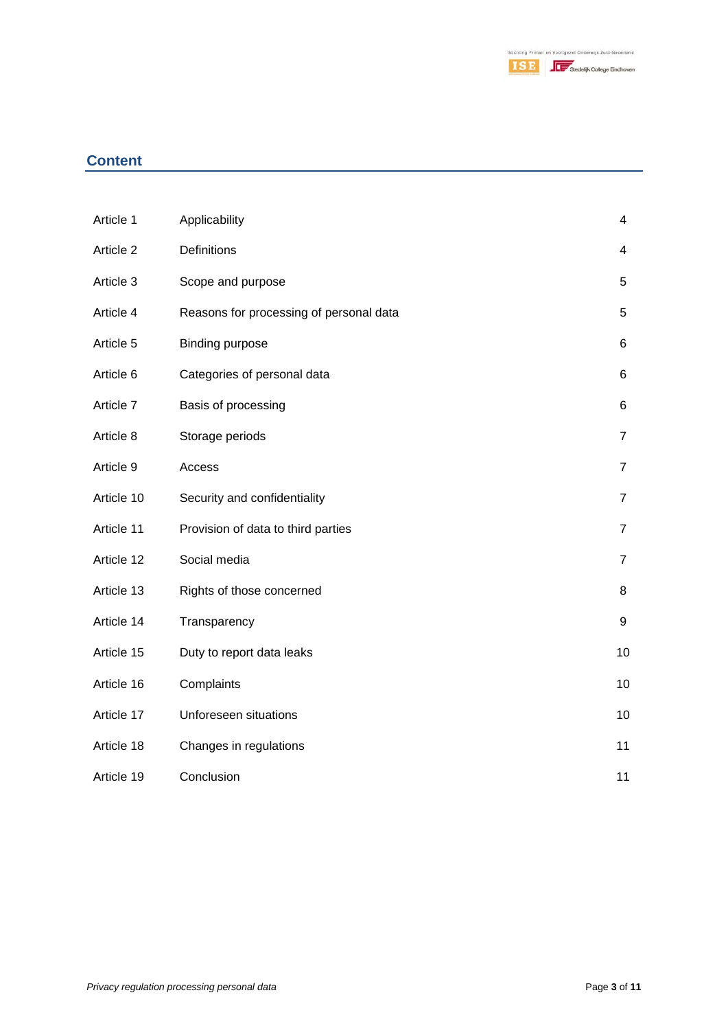## Content

| | | |
|---|---|---|
| Article 1 | Applicability | 4 |
| Article 2 | Definitions | 4 |
| Article 3 | Scope and purpose | 5 |
| Article 4 | Reasons for processing of personal data | 5 |
| Article 5 | Binding purpose | 6 |
| Article 6 | Categories of personal data | 6 |
| Article 7 | Basis of processing | 6 |
| Article 8 | Storage periods | 7 |
| Article 9 | Access | 7 |
| Article 10 | Security and confidentiality | 7 |
| Article 11 | Provision of data to third parties | 7 |
| Article 12 | Social media | 7 |
| Article 13 | Rights of those concerned | 8 |
| Article 14 | Transparency | 9 |
| Article 15 | Duty to report data leaks | 10 |
| Article 16 | Complaints | 10 |
| Article 17 | Unforeseen situations | 10 |
| Article 18 | Changes in regulations | 11 |
| Article 19 | Conclusion | 11 |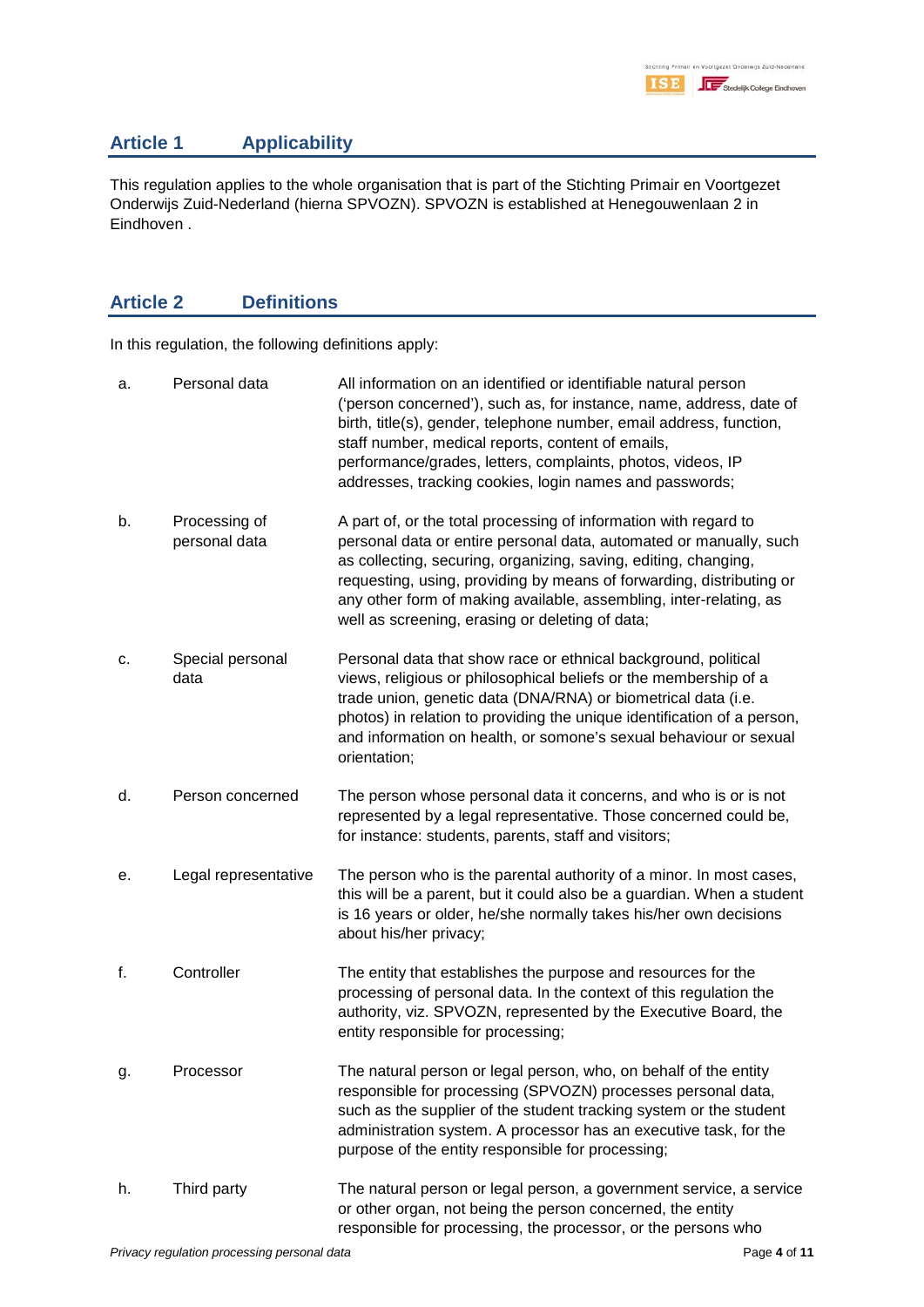## Article 1 Applicability

This regulation applies to the whole organisation that is part of the Stichting Primair en Voortgezet Onderwijs Zuid-Nederland (hierna SPVOZN). SPVOZN is established at Henegouwenlaan 2 in Eindhoven .

## Article 2 Definitions

In this regulation, the following definitions apply:

| | | |
|---|---|---|
| a. | Personal data | All information on an identified or identifiable natural person ('person concerned'), such as, for instance, name, address, date of birth, title(s), gender, telephone number, email address, function, staff number, medical reports, content of emails, performance/grades, letters, complaints, photos, videos, IP addresses, tracking cookies, login names and passwords; |
| b. | Processing of personal data | A part of, or the total processing of information with regard to personal data or entire personal data, automated or manually, such as collecting, securing, organizing, saving, editing, changing, requesting, using, providing by means of forwarding, distributing or any other form of making available, assembling, inter-relating, as well as screening, erasing or deleting of data; |
| c. | Special personal data | Personal data that show race or ethnical background, political views, religious or philosophical beliefs or the membership of a trade union, genetic data (DNA/RNA) or biometrical data (i.e. photos) in relation to providing the unique identification of a person, and information on health, or somone's sexual behaviour or sexual orientation; |
| d. | Person concerned | The person whose personal data it concerns, and who is or is not represented by a legal representative. Those concerned could be, for instance: students, parents, staff and visitors; |
| e. | Legal representative | The person who is the parental authority of a minor. In most cases, this will be a parent, but it could also be a guardian. When a student is 16 years or older, he/she normally takes his/her own decisions about his/her privacy; |
| f. | Controller | The entity that establishes the purpose and resources for the processing of personal data. In the context of this regulation the authority, viz. SPVOZN, represented by the Executive Board, the entity responsible for processing; |
| g. | Processor | The natural person or legal person, who, on behalf of the entity responsible for processing (SPVOZN) processes personal data, such as the supplier of the student tracking system or the student administration system. A processor has an executive task, for the purpose of the entity responsible for processing; |
| h. | Third party | The natural person or legal person, a government service, a service or other organ, not being the person concerned, the entity responsible for processing, the processor, or the persons who |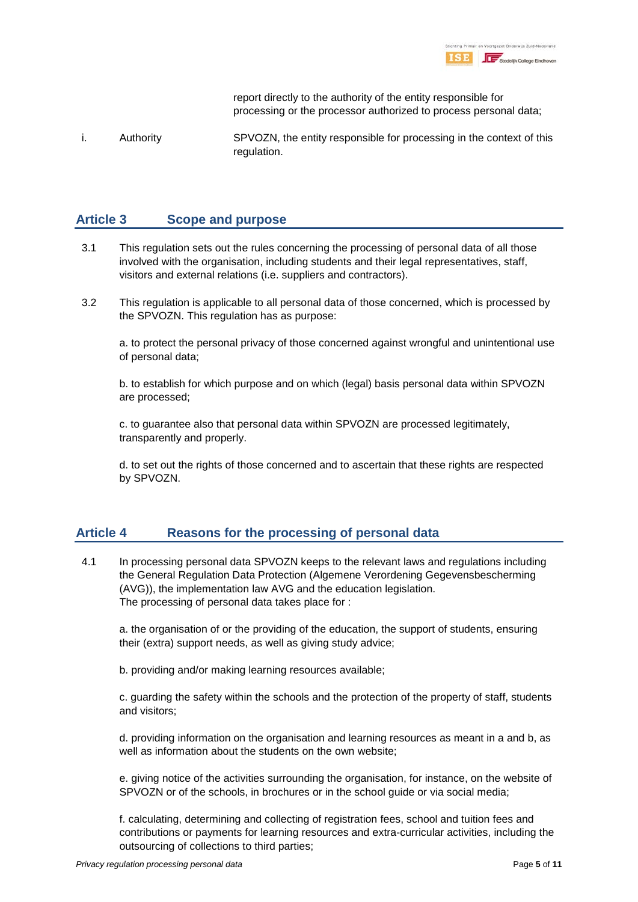report directly to the authority of the entity responsible for processing or the processor authorized to process personal data;

| | | |
|---|---|---|
| i. | Authority | SPVOZN, the entity responsible for processing in the context of this regulation. |

## Article 3 Scope and purpose

3.1 This regulation sets out the rules concerning the processing of personal data of all those involved with the organisation, including students and their legal representatives, staff, visitors and external relations (i.e. suppliers and contractors).

3.2 This regulation is applicable to all personal data of those concerned, which is processed by the SPVOZN. This regulation has as purpose:

a. to protect the personal privacy of those concerned against wrongful and unintentional use of personal data;

b. to establish for which purpose and on which (legal) basis personal data within SPVOZN are processed;

c. to guarantee also that personal data within SPVOZN are processed legitimately, transparently and properly.

d. to set out the rights of those concerned and to ascertain that these rights are respected by SPVOZN.

## Article 4 Reasons for the processing of personal data

4.1 In processing personal data SPVOZN keeps to the relevant laws and regulations including the General Regulation Data Protection (Algemene Verordening Gegevensbescherming (AVG)), the implementation law AVG and the education legislation.
The processing of personal data takes place for :

a. the organisation of or the providing of the education, the support of students, ensuring their (extra) support needs, as well as giving study advice;

b. providing and/or making learning resources available;

c. guarding the safety within the schools and the protection of the property of staff, students and visitors;

d. providing information on the organisation and learning resources as meant in a and b, as well as information about the students on the own website;

e. giving notice of the activities surrounding the organisation, for instance, on the website of SPVOZN or of the schools, in brochures or in the school guide or via social media;

f. calculating, determining and collecting of registration fees, school and tuition fees and contributions or payments for learning resources and extra-curricular activities, including the outsourcing of collections to third parties;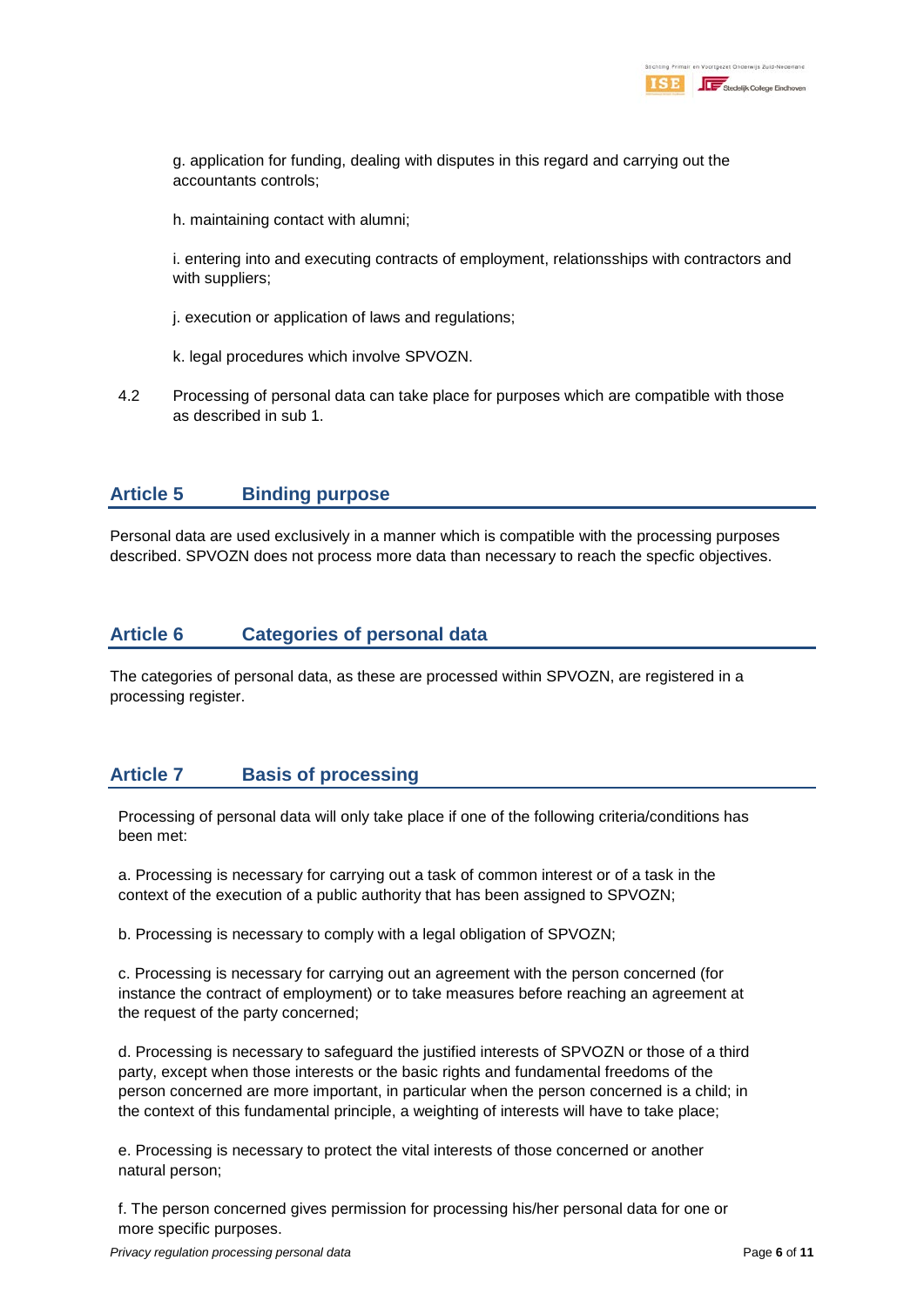g. application for funding, dealing with disputes in this regard and carrying out the accountants controls;

h. maintaining contact with alumni;

i. entering into and executing contracts of employment, relationsships with contractors and with suppliers;

j. execution or application of laws and regulations;

k. legal procedures which involve SPVOZN.

4.2 Processing of personal data can take place for purposes which are compatible with those as described in sub 1.

## Article 5 Binding purpose

Personal data are used exclusively in a manner which is compatible with the processing purposes described. SPVOZN does not process more data than necessary to reach the specfic objectives.

## Article 6 Categories of personal data

The categories of personal data, as these are processed within SPVOZN, are registered in a processing register.

## Article 7 Basis of processing

Processing of personal data will only take place if one of the following criteria/conditions has been met:

a. Processing is necessary for carrying out a task of common interest or of a task in the context of the execution of a public authority that has been assigned to SPVOZN;

b. Processing is necessary to comply with a legal obligation of SPVOZN;

c. Processing is necessary for carrying out an agreement with the person concerned (for instance the contract of employment) or to take measures before reaching an agreement at the request of the party concerned;

d. Processing is necessary to safeguard the justified interests of SPVOZN or those of a third party, except when those interests or the basic rights and fundamental freedoms of the person concerned are more important, in particular when the person concerned is a child; in the context of this fundamental principle, a weighting of interests will have to take place;

e. Processing is necessary to protect the vital interests of those concerned or another natural person;

f. The person concerned gives permission for processing his/her personal data for one or more specific purposes.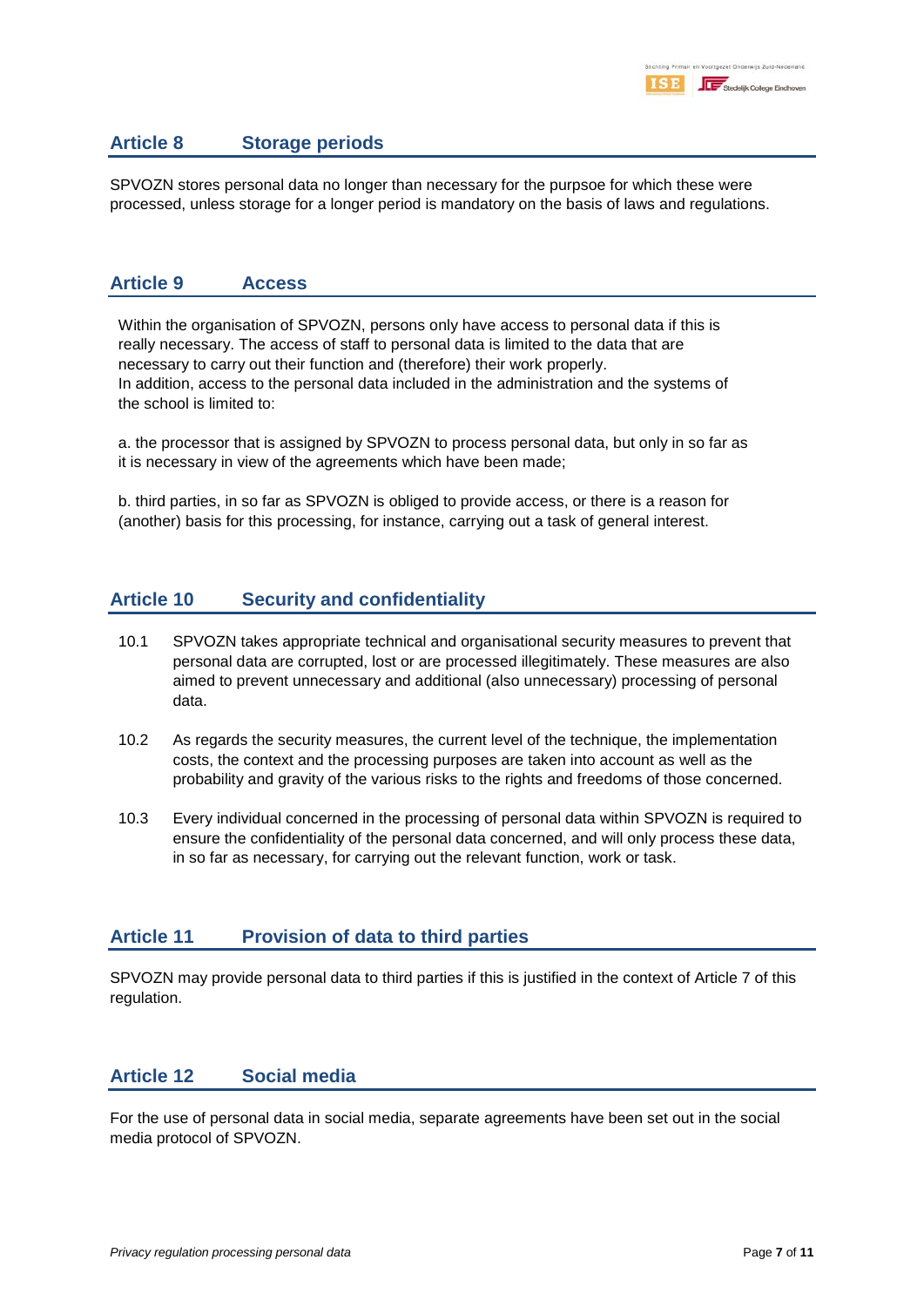## Article 8 Storage periods

SPVOZN stores personal data no longer than necessary for the purpsoe for which these were processed, unless storage for a longer period is mandatory on the basis of laws and regulations.

## Article 9 Access

Within the organisation of SPVOZN, persons only have access to personal data if this is really necessary. The access of staff to personal data is limited to the data that are necessary to carry out their function and (therefore) their work properly.
In addition, access to the personal data included in the administration and the systems of the school is limited to:

a. the processor that is assigned by SPVOZN to process personal data, but only in so far as it is necessary in view of the agreements which have been made;

b. third parties, in so far as SPVOZN is obliged to provide access, or there is a reason for (another) basis for this processing, for instance, carrying out a task of general interest.

## Article 10 Security and confidentiality

10.1 SPVOZN takes appropriate technical and organisational security measures to prevent that personal data are corrupted, lost or are processed illegitimately. These measures are also aimed to prevent unnecessary and additional (also unnecessary) processing of personal data.

10.2 As regards the security measures, the current level of the technique, the implementation costs, the context and the processing purposes are taken into account as well as the probability and gravity of the various risks to the rights and freedoms of those concerned.

10.3 Every individual concerned in the processing of personal data within SPVOZN is required to ensure the confidentiality of the personal data concerned, and will only process these data, in so far as necessary, for carrying out the relevant function, work or task.

## Article 11 Provision of data to third parties

SPVOZN may provide personal data to third parties if this is justified in the context of Article 7 of this regulation.

## Article 12 Social media

For the use of personal data in social media, separate agreements have been set out in the social media protocol of SPVOZN.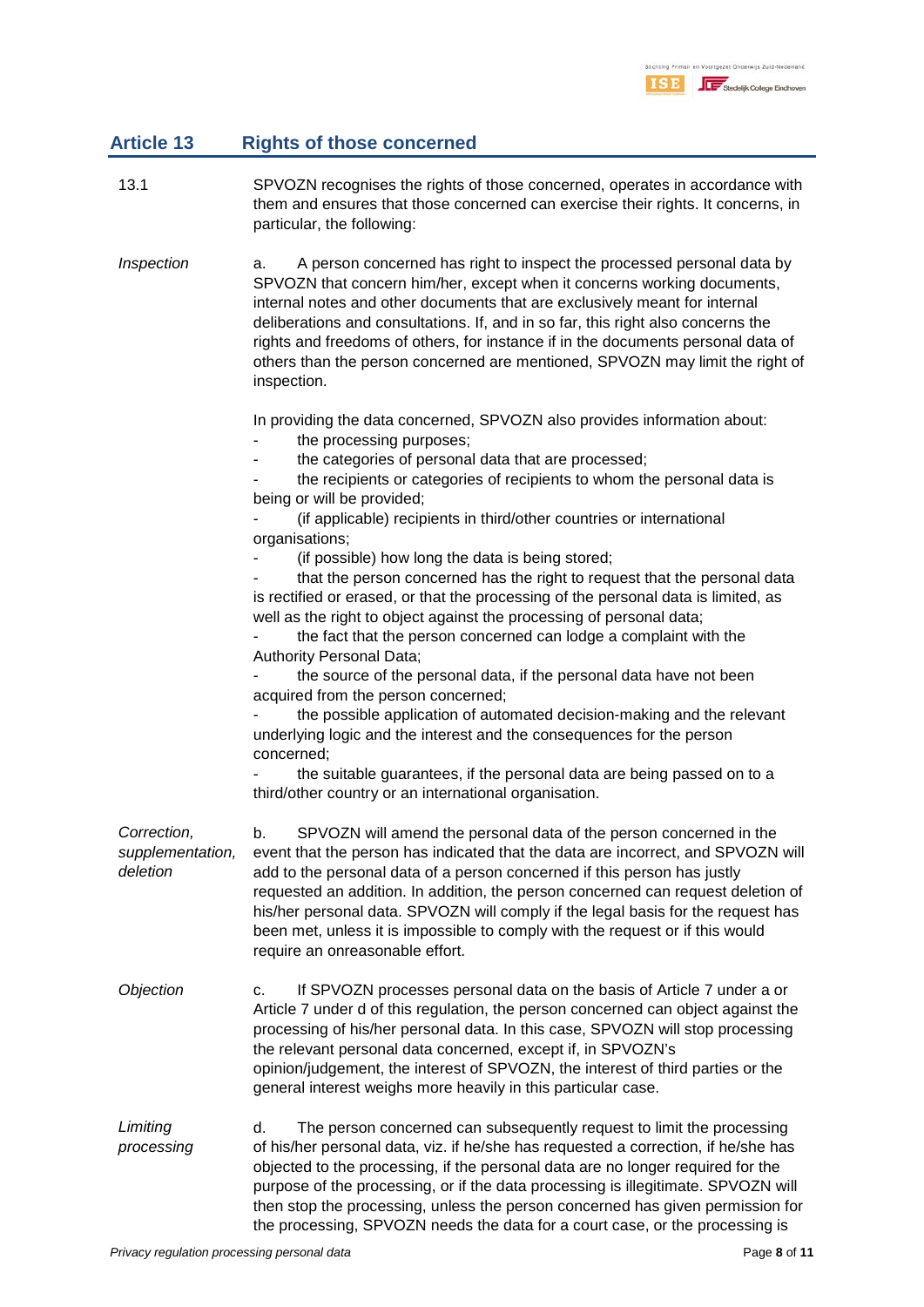## Article 13 Rights of those concerned

13.1 SPVOZN recognises the rights of those concerned, operates in accordance with them and ensures that those concerned can exercise their rights. It concerns, in particular, the following:

*Inspection*

a. A person concerned has right to inspect the processed personal data by SPVOZN that concern him/her, except when it concerns working documents, internal notes and other documents that are exclusively meant for internal deliberations and consultations. If, and in so far, this right also concerns the rights and freedoms of others, for instance if in the documents personal data of others than the person concerned are mentioned, SPVOZN may limit the right of inspection.

In providing the data concerned, SPVOZN also provides information about:

- the processing purposes;
- the categories of personal data that are processed;
- the recipients or categories of recipients to whom the personal data is being or will be provided;
- (if applicable) recipients in third/other countries or international organisations;
- (if possible) how long the data is being stored;
- that the person concerned has the right to request that the personal data is rectified or erased, or that the processing of the personal data is limited, as well as the right to object against the processing of personal data;
- the fact that the person concerned can lodge a complaint with the Authority Personal Data;
- the source of the personal data, if the personal data have not been acquired from the person concerned;
- the possible application of automated decision-making and the relevant underlying logic and the interest and the consequences for the person concerned;
- the suitable guarantees, if the personal data are being passed on to a third/other country or an international organisation.

*Correction, supplementation, deletion*

b. SPVOZN will amend the personal data of the person concerned in the event that the person has indicated that the data are incorrect, and SPVOZN will add to the personal data of a person concerned if this person has justly requested an addition. In addition, the person concerned can request deletion of his/her personal data. SPVOZN will comply if the legal basis for the request has been met, unless it is impossible to comply with the request or if this would require an onreasonable effort.

*Objection*

c. If SPVOZN processes personal data on the basis of Article 7 under a or Article 7 under d of this regulation, the person concerned can object against the processing of his/her personal data. In this case, SPVOZN will stop processing the relevant personal data concerned, except if, in SPVOZN's opinion/judgement, the interest of SPVOZN, the interest of third parties or the general interest weighs more heavily in this particular case.

*Limiting processing*

d. The person concerned can subsequently request to limit the processing of his/her personal data, viz. if he/she has requested a correction, if he/she has objected to the processing, if the personal data are no longer required for the purpose of the processing, or if the data processing is illegitimate. SPVOZN will then stop the processing, unless the person concerned has given permission for the processing, SPVOZN needs the data for a court case, or the processing is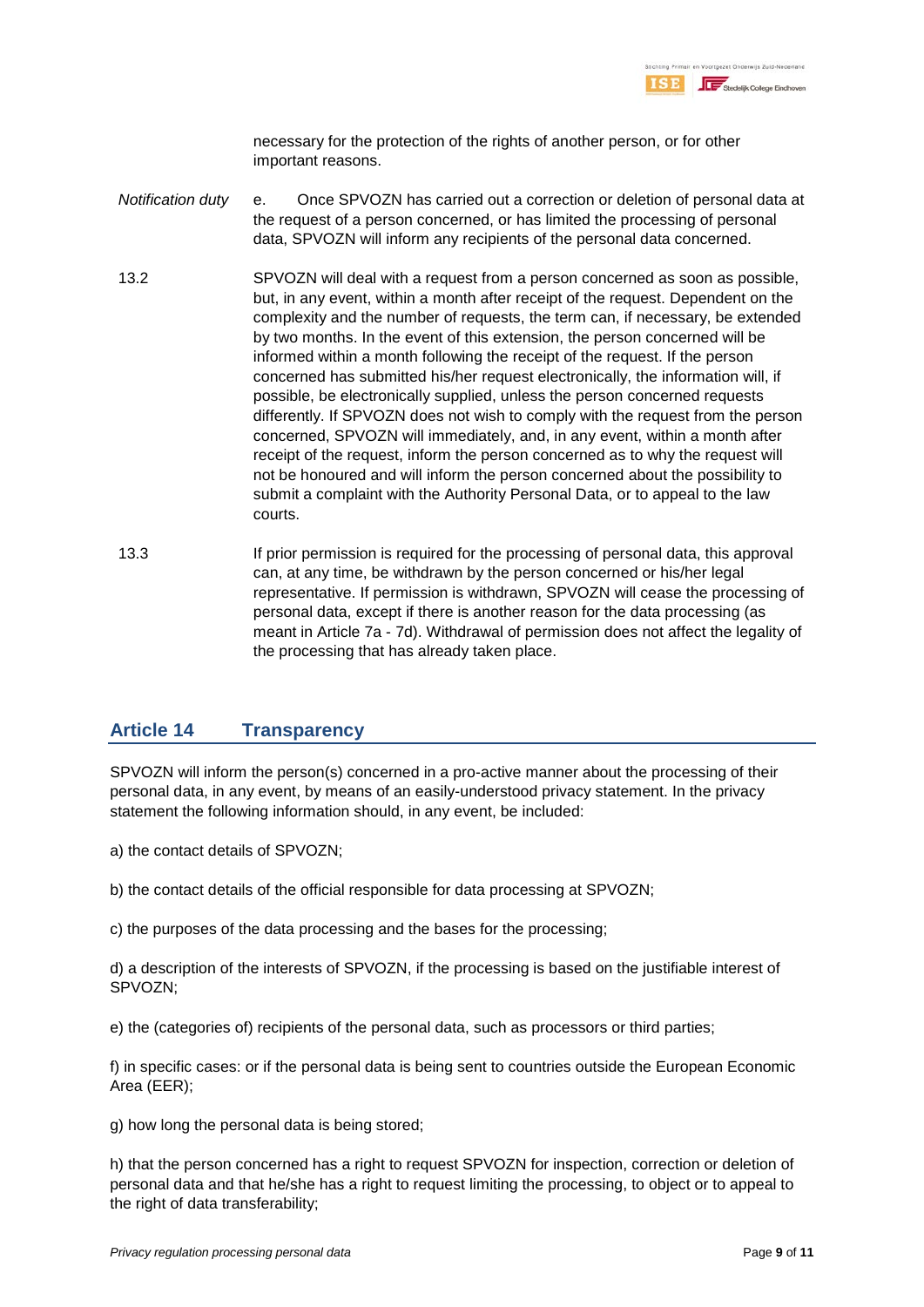necessary for the protection of the rights of another person, or for other important reasons.

*Notification duty* e. Once SPVOZN has carried out a correction or deletion of personal data at the request of a person concerned, or has limited the processing of personal data, SPVOZN will inform any recipients of the personal data concerned.

13.2 SPVOZN will deal with a request from a person concerned as soon as possible, but, in any event, within a month after receipt of the request. Dependent on the complexity and the number of requests, the term can, if necessary, be extended by two months. In the event of this extension, the person concerned will be informed within a month following the receipt of the request. If the person concerned has submitted his/her request electronically, the information will, if possible, be electronically supplied, unless the person concerned requests differently. If SPVOZN does not wish to comply with the request from the person concerned, SPVOZN will immediately, and, in any event, within a month after receipt of the request, inform the person concerned as to why the request will not be honoured and will inform the person concerned about the possibility to submit a complaint with the Authority Personal Data, or to appeal to the law courts.

13.3 If prior permission is required for the processing of personal data, this approval can, at any time, be withdrawn by the person concerned or his/her legal representative. If permission is withdrawn, SPVOZN will cease the processing of personal data, except if there is another reason for the data processing (as meant in Article 7a - 7d). Withdrawal of permission does not affect the legality of the processing that has already taken place.

## Article 14 Transparency

SPVOZN will inform the person(s) concerned in a pro-active manner about the processing of their personal data, in any event, by means of an easily-understood privacy statement. In the privacy statement the following information should, in any event, be included:

a) the contact details of SPVOZN;

b) the contact details of the official responsible for data processing at SPVOZN;

c) the purposes of the data processing and the bases for the processing;

d) a description of the interests of SPVOZN, if the processing is based on the justifiable interest of SPVOZN;

e) the (categories of) recipients of the personal data, such as processors or third parties;

f) in specific cases: or if the personal data is being sent to countries outside the European Economic Area (EER);

g) how long the personal data is being stored;

h) that the person concerned has a right to request SPVOZN for inspection, correction or deletion of personal data and that he/she has a right to request limiting the processing, to object or to appeal to the right of data transferability;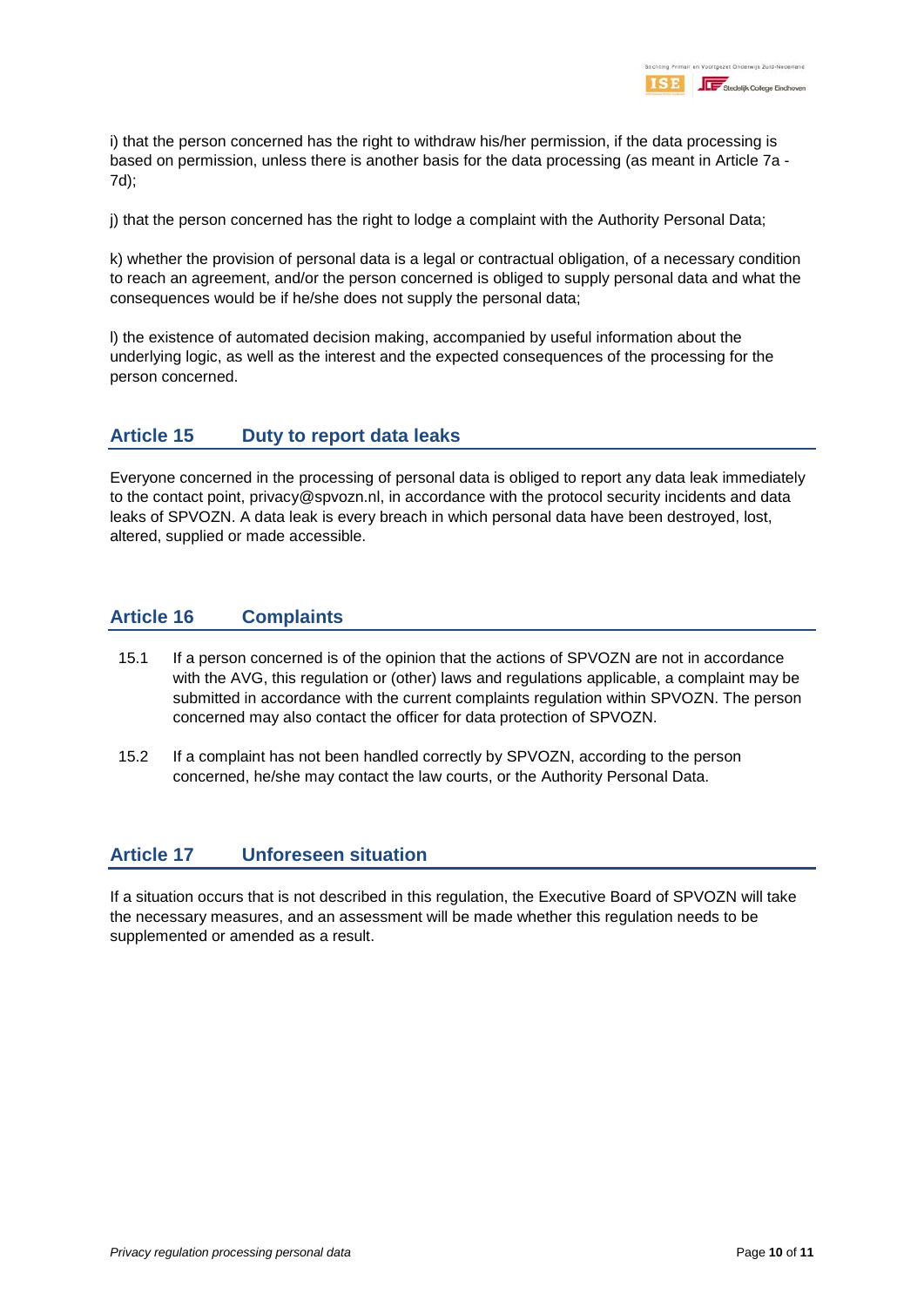i) that the person concerned has the right to withdraw his/her permission, if the data processing is based on permission, unless there is another basis for the data processing (as meant in Article 7a - 7d);

j) that the person concerned has the right to lodge a complaint with the Authority Personal Data;

k) whether the provision of personal data is a legal or contractual obligation, of a necessary condition to reach an agreement, and/or the person concerned is obliged to supply personal data and what the consequences would be if he/she does not supply the personal data;

l) the existence of automated decision making, accompanied by useful information about the underlying logic, as well as the interest and the expected consequences of the processing for the person concerned.

## Article 15 Duty to report data leaks

Everyone concerned in the processing of personal data is obliged to report any data leak immediately to the contact point, privacy@spvozn.nl, in accordance with the protocol security incidents and data leaks of SPVOZN. A data leak is every breach in which personal data have been destroyed, lost, altered, supplied or made accessible.

## Article 16 Complaints

15.1 If a person concerned is of the opinion that the actions of SPVOZN are not in accordance with the AVG, this regulation or (other) laws and regulations applicable, a complaint may be submitted in accordance with the current complaints regulation within SPVOZN. The person concerned may also contact the officer for data protection of SPVOZN.

15.2 If a complaint has not been handled correctly by SPVOZN, according to the person concerned, he/she may contact the law courts, or the Authority Personal Data.

## Article 17 Unforeseen situation

If a situation occurs that is not described in this regulation, the Executive Board of SPVOZN will take the necessary measures, and an assessment will be made whether this regulation needs to be supplemented or amended as a result.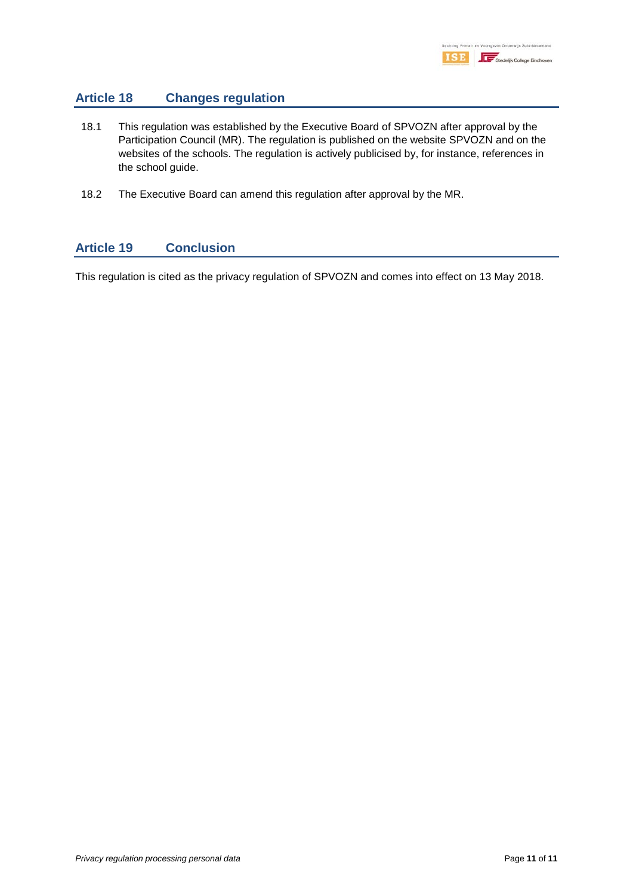## Article 18 Changes regulation

18.1 This regulation was established by the Executive Board of SPVOZN after approval by the Participation Council (MR). The regulation is published on the website SPVOZN and on the websites of the schools. The regulation is actively publicised by, for instance, references in the school guide.

18.2 The Executive Board can amend this regulation after approval by the MR.

## Article 19 Conclusion

This regulation is cited as the privacy regulation of SPVOZN and comes into effect on 13 May 2018.